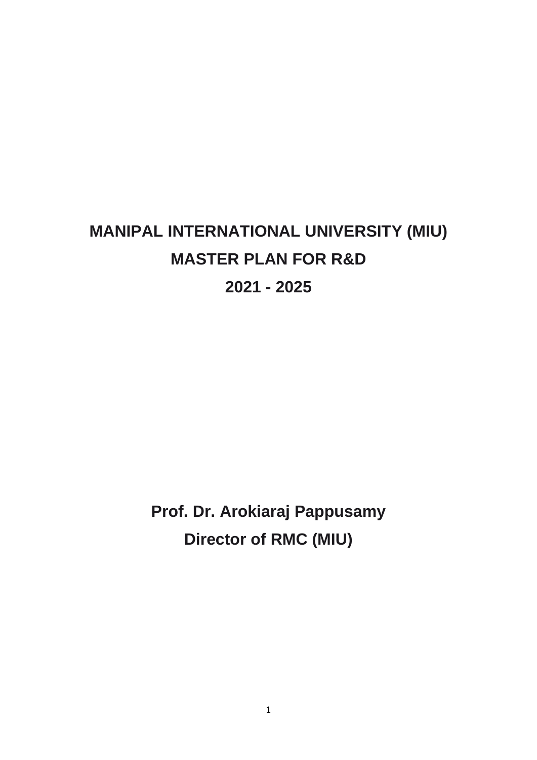# MANIPAL INTERNATIONAL UNIVERSITY (MIU)

# MASTER PLAN FOR R&D

# 2021 - 2025

**Prof. Dr. Arokiaraj Pappusamy**

**Director of RMC (MIU)**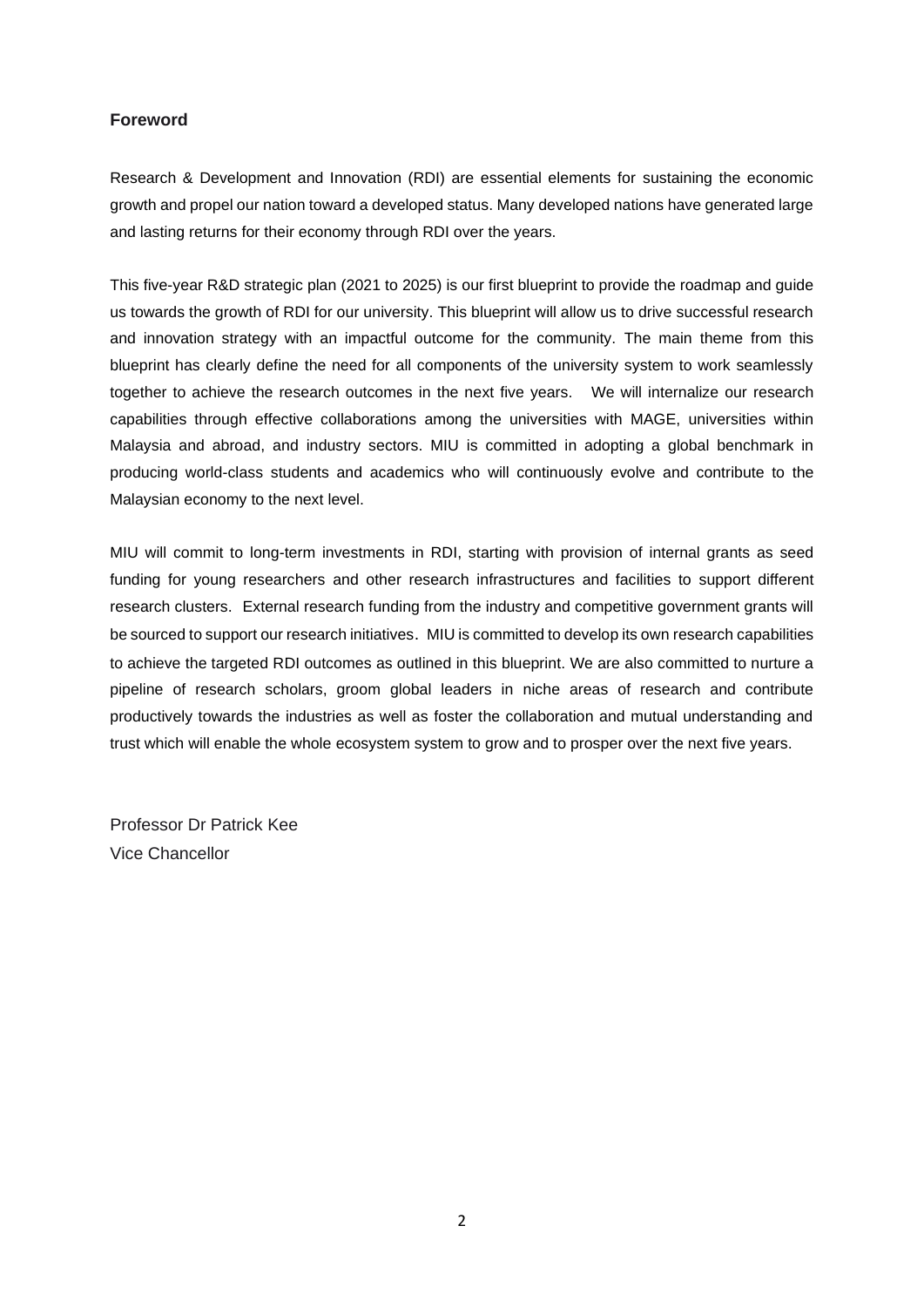## Foreword

Research & Development and Innovation (RDI) are essential elements for sustaining the economic growth and propel our nation toward a developed status. Many developed nations have generated large and lasting returns for their economy through RDI over the years.

This five-year R&D strategic plan (2021 to 2025) is our first blueprint to provide the roadmap and guide us towards the growth of RDI for our university. This blueprint will allow us to drive successful research and innovation strategy with an impactful outcome for the community. The main theme from this blueprint has clearly define the need for all components of the university system to work seamlessly together to achieve the research outcomes in the next five years. We will internalize our research capabilities through effective collaborations among the universities with MAGE, universities within Malaysia and abroad, and industry sectors. MIU is committed in adopting a global benchmark in producing world-class students and academics who will continuously evolve and contribute to the Malaysian economy to the next level.

MIU will commit to long-term investments in RDI, starting with provision of internal grants as seed funding for young researchers and other research infrastructures and facilities to support different research clusters. External research funding from the industry and competitive government grants will be sourced to support our research initiatives. MIU is committed to develop its own research capabilities to achieve the targeted RDI outcomes as outlined in this blueprint. We are also committed to nurture a pipeline of research scholars, groom global leaders in niche areas of research and contribute productively towards the industries as well as foster the collaboration and mutual understanding and trust which will enable the whole ecosystem system to grow and to prosper over the next five years.

Professor Dr Patrick Kee
Vice Chancellor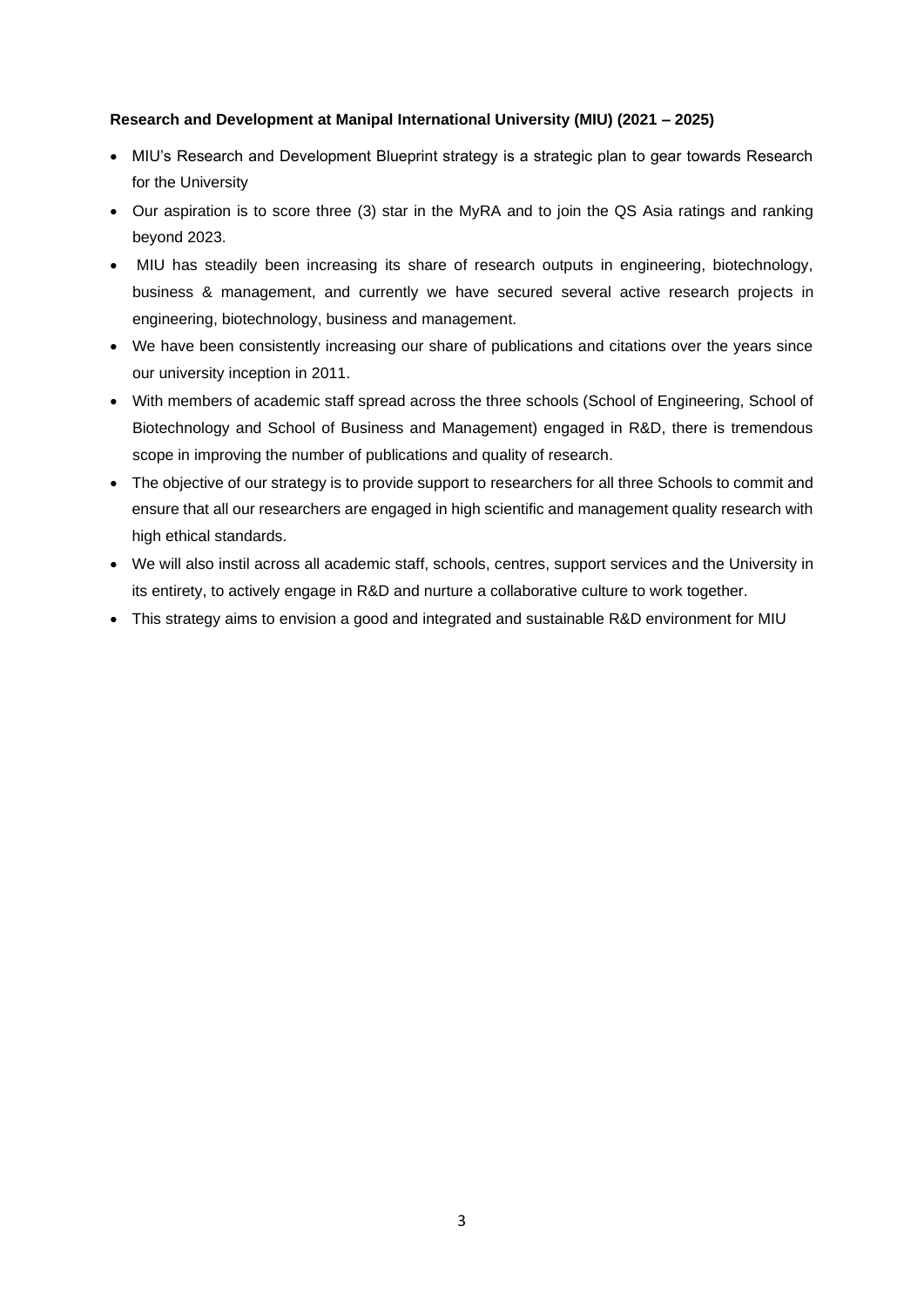**Research and Development at Manipal International University (MIU) (2021 – 2025)**

- MIU's Research and Development Blueprint strategy is a strategic plan to gear towards Research for the University
- Our aspiration is to score three (3) star in the MyRA and to join the QS Asia ratings and ranking beyond 2023.
- MIU has steadily been increasing its share of research outputs in engineering, biotechnology, business & management, and currently we have secured several active research projects in engineering, biotechnology, business and management.
- We have been consistently increasing our share of publications and citations over the years since our university inception in 2011.
- With members of academic staff spread across the three schools (School of Engineering, School of Biotechnology and School of Business and Management) engaged in R&D, there is tremendous scope in improving the number of publications and quality of research.
- The objective of our strategy is to provide support to researchers for all three Schools to commit and ensure that all our researchers are engaged in high scientific and management quality research with high ethical standards.
- We will also instil across all academic staff, schools, centres, support services and the University in its entirety, to actively engage in R&D and nurture a collaborative culture to work together.
- This strategy aims to envision a good and integrated and sustainable R&D environment for MIU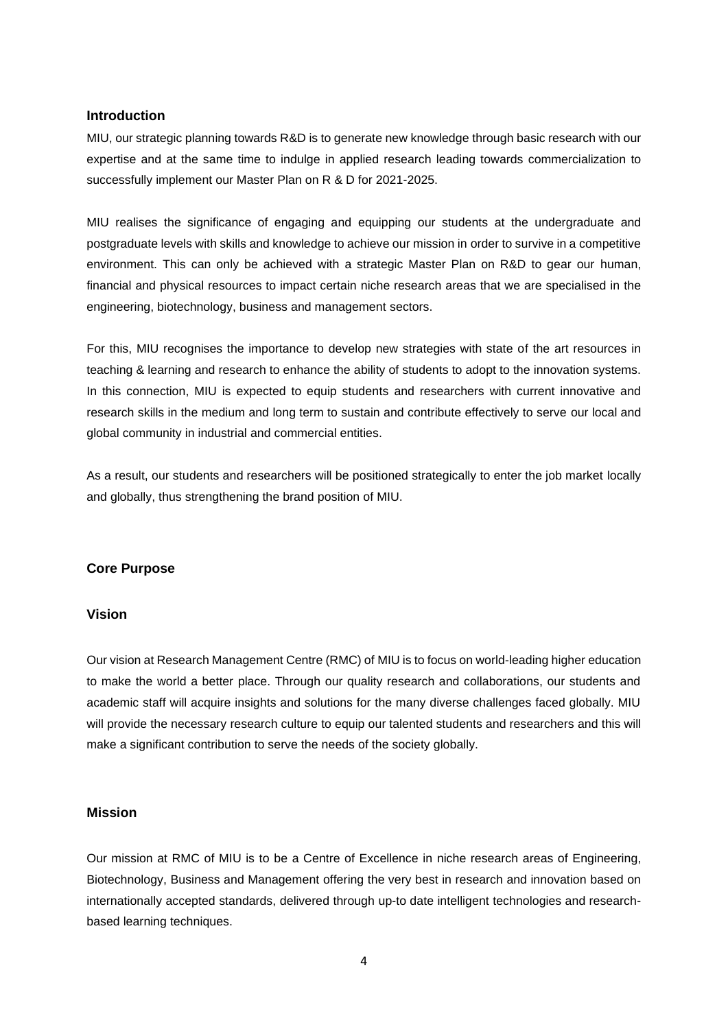## Introduction

MIU, our strategic planning towards R&D is to generate new knowledge through basic research with our expertise and at the same time to indulge in applied research leading towards commercialization to successfully implement our Master Plan on R & D for 2021-2025.

MIU realises the significance of engaging and equipping our students at the undergraduate and postgraduate levels with skills and knowledge to achieve our mission in order to survive in a competitive environment. This can only be achieved with a strategic Master Plan on R&D to gear our human, financial and physical resources to impact certain niche research areas that we are specialised in the engineering, biotechnology, business and management sectors.

For this, MIU recognises the importance to develop new strategies with state of the art resources in teaching & learning and research to enhance the ability of students to adopt to the innovation systems. In this connection, MIU is expected to equip students and researchers with current innovative and research skills in the medium and long term to sustain and contribute effectively to serve our local and global community in industrial and commercial entities.

As a result, our students and researchers will be positioned strategically to enter the job market locally and globally, thus strengthening the brand position of MIU.

## Core Purpose

### Vision

Our vision at Research Management Centre (RMC) of MIU is to focus on world-leading higher education to make the world a better place. Through our quality research and collaborations, our students and academic staff will acquire insights and solutions for the many diverse challenges faced globally. MIU will provide the necessary research culture to equip our talented students and researchers and this will make a significant contribution to serve the needs of the society globally.

### Mission

Our mission at RMC of MIU is to be a Centre of Excellence in niche research areas of Engineering, Biotechnology, Business and Management offering the very best in research and innovation based on internationally accepted standards, delivered through up-to date intelligent technologies and research-based learning techniques.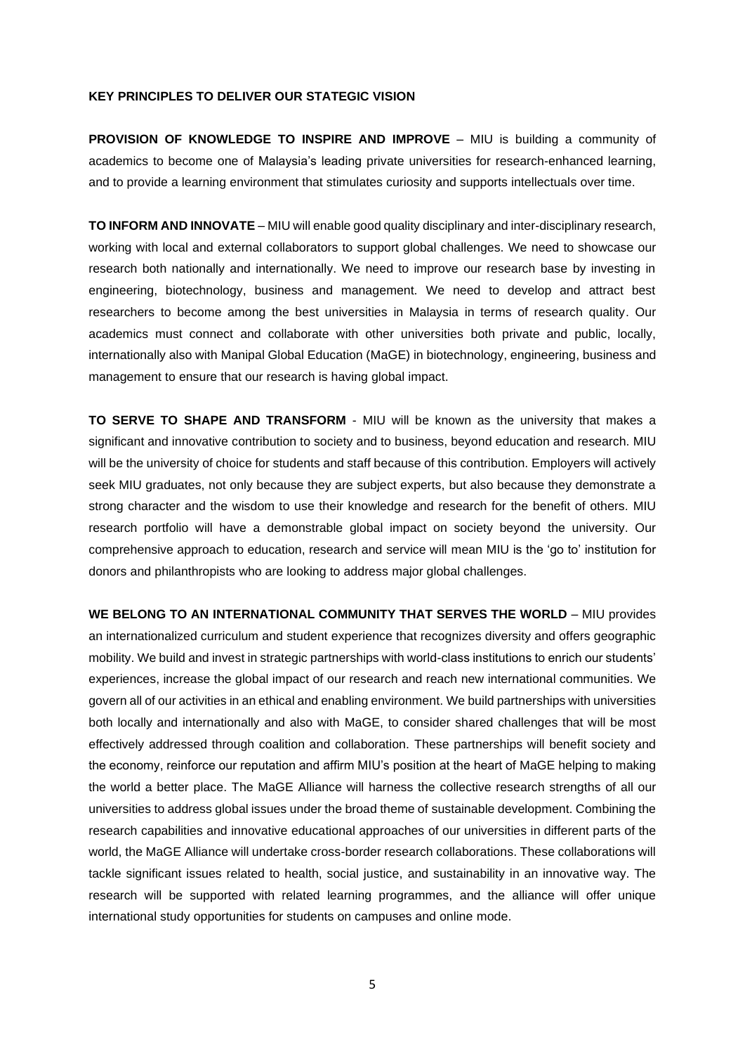**KEY PRINCIPLES TO DELIVER OUR STATEGIC VISION**

**PROVISION OF KNOWLEDGE TO INSPIRE AND IMPROVE** – MIU is building a community of academics to become one of Malaysia's leading private universities for research-enhanced learning, and to provide a learning environment that stimulates curiosity and supports intellectuals over time.

**TO INFORM AND INNOVATE** – MIU will enable good quality disciplinary and inter-disciplinary research, working with local and external collaborators to support global challenges. We need to showcase our research both nationally and internationally. We need to improve our research base by investing in engineering, biotechnology, business and management. We need to develop and attract best researchers to become among the best universities in Malaysia in terms of research quality. Our academics must connect and collaborate with other universities both private and public, locally, internationally also with Manipal Global Education (MaGE) in biotechnology, engineering, business and management to ensure that our research is having global impact.

**TO SERVE TO SHAPE AND TRANSFORM** - MIU will be known as the university that makes a significant and innovative contribution to society and to business, beyond education and research. MIU will be the university of choice for students and staff because of this contribution. Employers will actively seek MIU graduates, not only because they are subject experts, but also because they demonstrate a strong character and the wisdom to use their knowledge and research for the benefit of others. MIU research portfolio will have a demonstrable global impact on society beyond the university. Our comprehensive approach to education, research and service will mean MIU is the 'go to' institution for donors and philanthropists who are looking to address major global challenges.

**WE BELONG TO AN INTERNATIONAL COMMUNITY THAT SERVES THE WORLD** – MIU provides an internationalized curriculum and student experience that recognizes diversity and offers geographic mobility. We build and invest in strategic partnerships with world-class institutions to enrich our students' experiences, increase the global impact of our research and reach new international communities. We govern all of our activities in an ethical and enabling environment. We build partnerships with universities both locally and internationally and also with MaGE, to consider shared challenges that will be most effectively addressed through coalition and collaboration. These partnerships will benefit society and the economy, reinforce our reputation and affirm MIU's position at the heart of MaGE helping to making the world a better place. The MaGE Alliance will harness the collective research strengths of all our universities to address global issues under the broad theme of sustainable development. Combining the research capabilities and innovative educational approaches of our universities in different parts of the world, the MaGE Alliance will undertake cross-border research collaborations. These collaborations will tackle significant issues related to health, social justice, and sustainability in an innovative way. The research will be supported with related learning programmes, and the alliance will offer unique international study opportunities for students on campuses and online mode.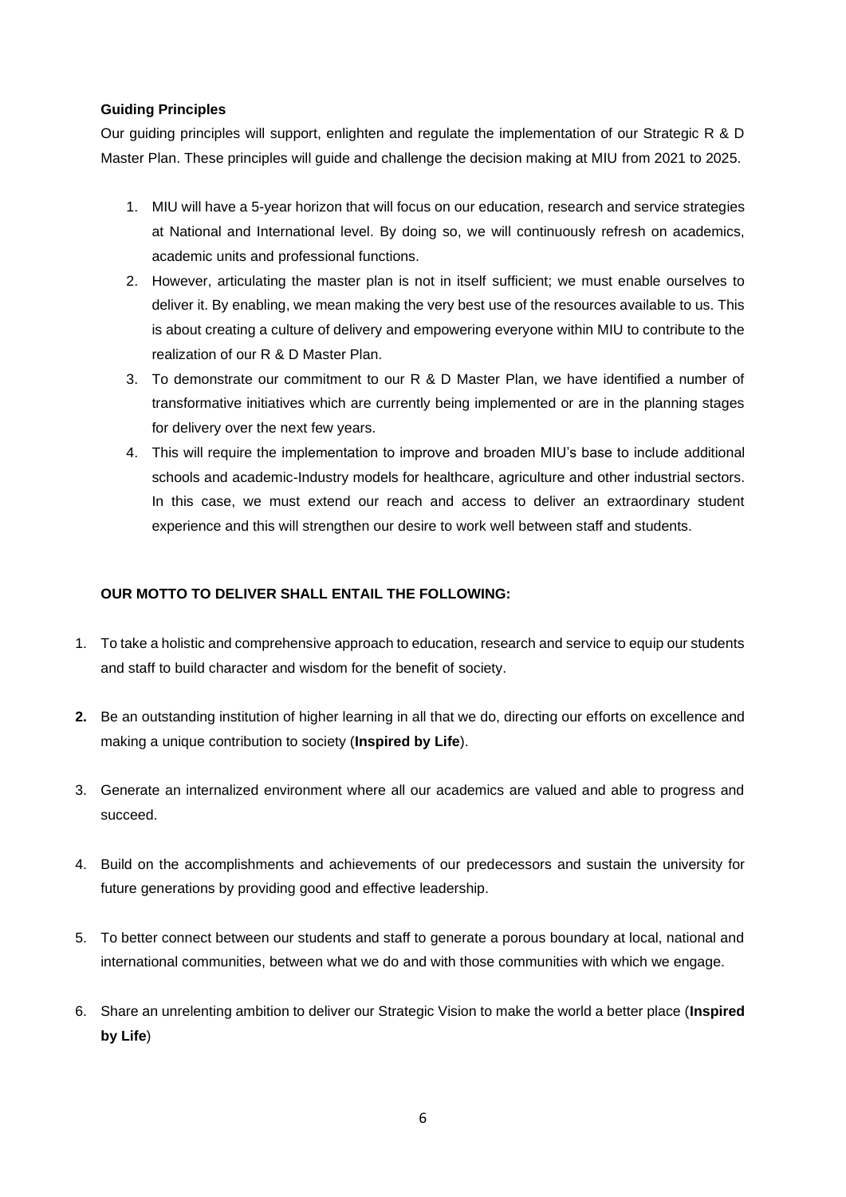**Guiding Principles**

Our guiding principles will support, enlighten and regulate the implementation of our Strategic R & D Master Plan. These principles will guide and challenge the decision making at MIU from 2021 to 2025.

1. MIU will have a 5-year horizon that will focus on our education, research and service strategies at National and International level. By doing so, we will continuously refresh on academics, academic units and professional functions.
2. However, articulating the master plan is not in itself sufficient; we must enable ourselves to deliver it. By enabling, we mean making the very best use of the resources available to us. This is about creating a culture of delivery and empowering everyone within MIU to contribute to the realization of our R & D Master Plan.
3. To demonstrate our commitment to our R & D Master Plan, we have identified a number of transformative initiatives which are currently being implemented or are in the planning stages for delivery over the next few years.
4. This will require the implementation to improve and broaden MIU's base to include additional schools and academic-Industry models for healthcare, agriculture and other industrial sectors. In this case, we must extend our reach and access to deliver an extraordinary student experience and this will strengthen our desire to work well between staff and students.

**OUR MOTTO TO DELIVER SHALL ENTAIL THE FOLLOWING:**

1. To take a holistic and comprehensive approach to education, research and service to equip our students and staff to build character and wisdom for the benefit of society.
2. Be an outstanding institution of higher learning in all that we do, directing our efforts on excellence and making a unique contribution to society (**Inspired by Life**).
3. Generate an internalized environment where all our academics are valued and able to progress and succeed.
4. Build on the accomplishments and achievements of our predecessors and sustain the university for future generations by providing good and effective leadership.
5. To better connect between our students and staff to generate a porous boundary at local, national and international communities, between what we do and with those communities with which we engage.
6. Share an unrelenting ambition to deliver our Strategic Vision to make the world a better place (**Inspired by Life**)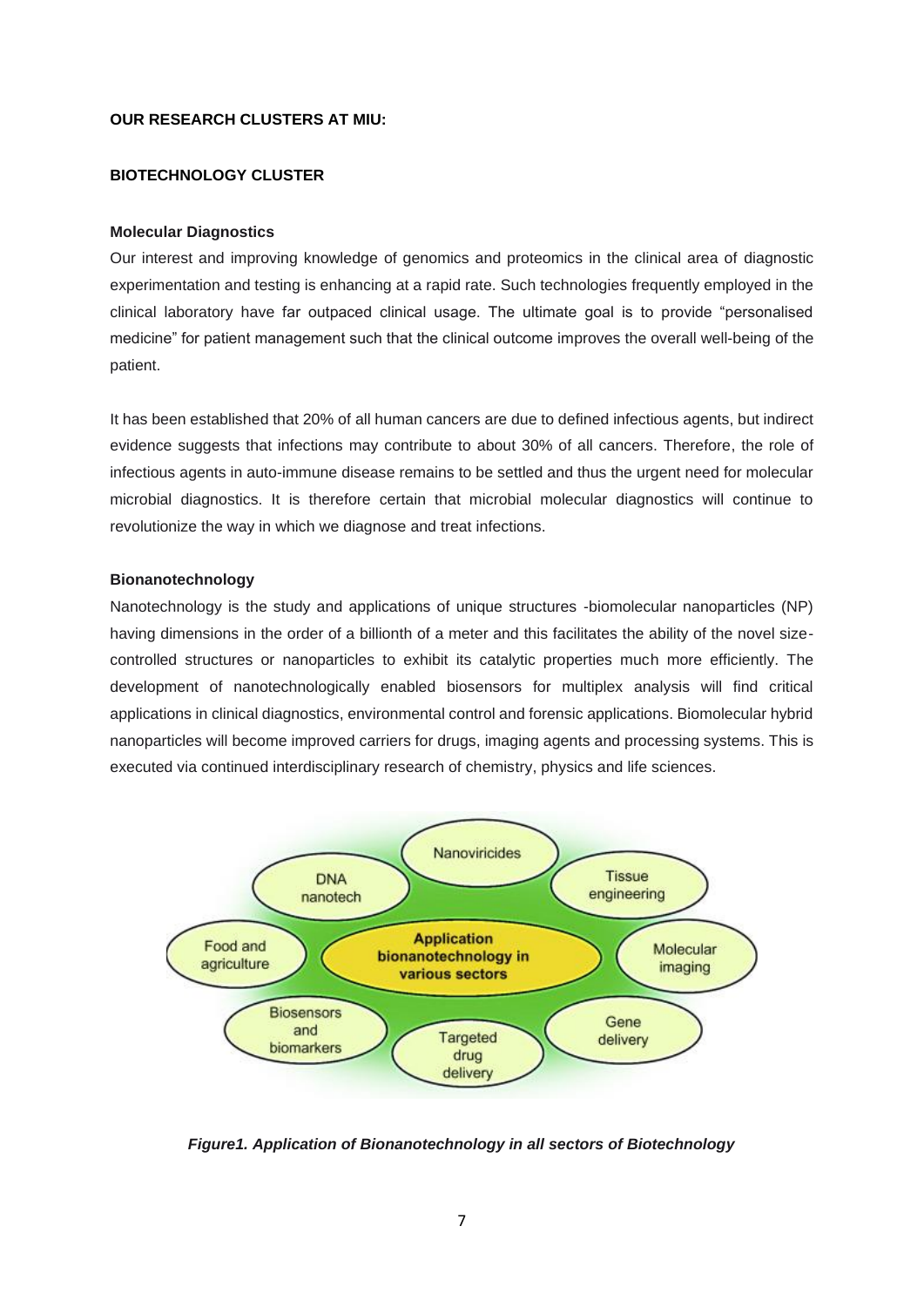**OUR RESEARCH CLUSTERS AT MIU:**

## BIOTECHNOLOGY CLUSTER

### Molecular Diagnostics

Our interest and improving knowledge of genomics and proteomics in the clinical area of diagnostic experimentation and testing is enhancing at a rapid rate. Such technologies frequently employed in the clinical laboratory have far outpaced clinical usage. The ultimate goal is to provide "personalised medicine" for patient management such that the clinical outcome improves the overall well-being of the patient.

It has been established that 20% of all human cancers are due to defined infectious agents, but indirect evidence suggests that infections may contribute to about 30% of all cancers. Therefore, the role of infectious agents in auto-immune disease remains to be settled and thus the urgent need for molecular microbial diagnostics. It is therefore certain that microbial molecular diagnostics will continue to revolutionize the way in which we diagnose and treat infections.

### Bionanotechnology

Nanotechnology is the study and applications of unique structures -biomolecular nanoparticles (NP) having dimensions in the order of a billionth of a meter and this facilitates the ability of the novel size-controlled structures or nanoparticles to exhibit its catalytic properties much more efficiently. The development of nanotechnologically enabled biosensors for multiplex analysis will find critical applications in clinical diagnostics, environmental control and forensic applications. Biomolecular hybrid nanoparticles will become improved carriers for drugs, imaging agents and processing systems. This is executed via continued interdisciplinary research of chemistry, physics and life sciences.

Application bionanotechnology in various sectors: Nanoviricides; DNA nanotech; Tissue engineering; Food and agriculture; Molecular imaging; Biosensors and biomarkers; Targeted drug delivery; Gene delivery

***Figure1. Application of Bionanotechnology in all sectors of Biotechnology***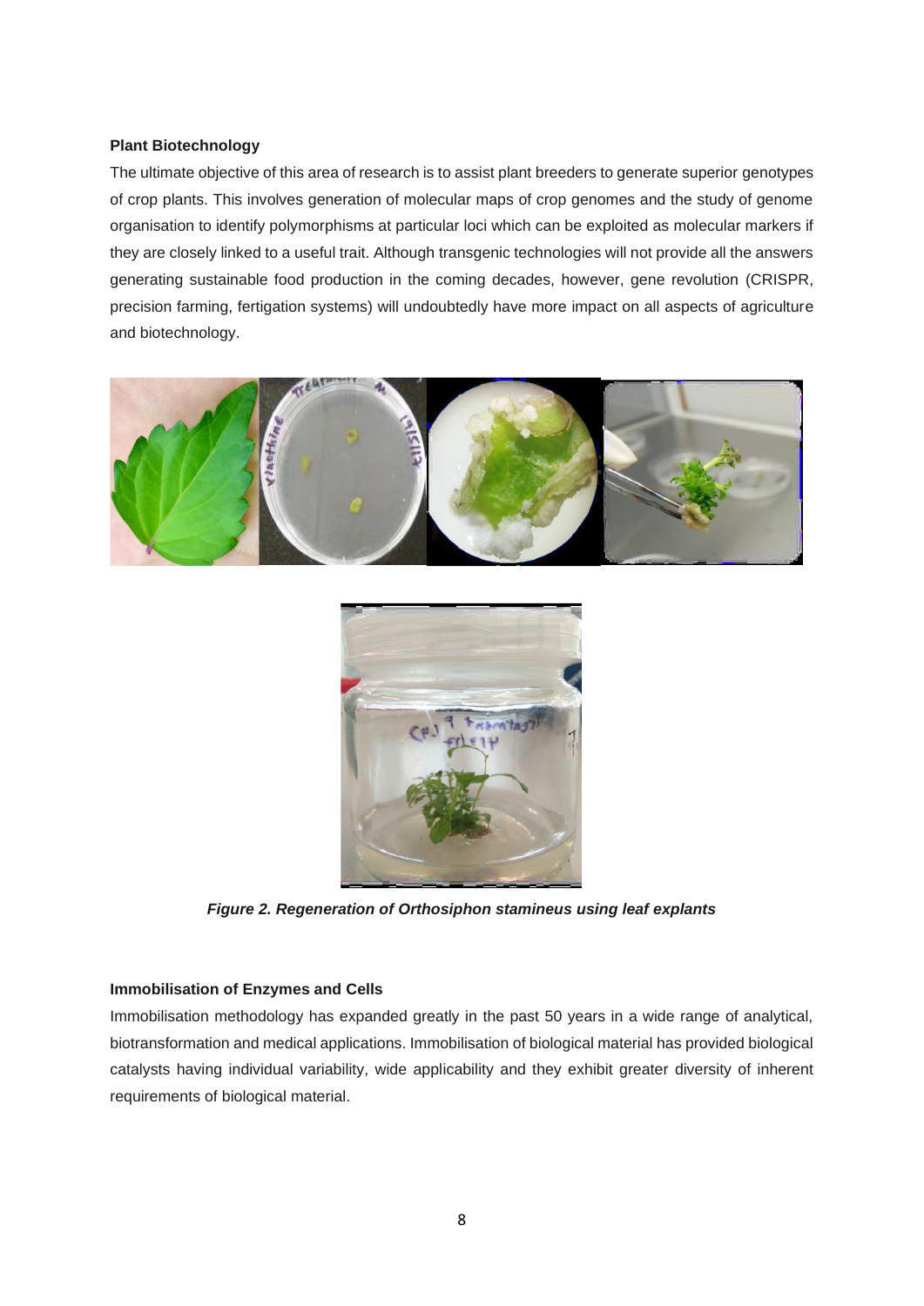**Plant Biotechnology**

The ultimate objective of this area of research is to assist plant breeders to generate superior genotypes of crop plants. This involves generation of molecular maps of crop genomes and the study of genome organisation to identify polymorphisms at particular loci which can be exploited as molecular markers if they are closely linked to a useful trait. Although transgenic technologies will not provide all the answers generating sustainable food production in the coming decades, however, gene revolution (CRISPR, precision farming, fertigation systems) will undoubtedly have more impact on all aspects of agriculture and biotechnology.

***Figure 2. Regeneration of Orthosiphon stamineus using leaf explants***

**Immobilisation of Enzymes and Cells**

Immobilisation methodology has expanded greatly in the past 50 years in a wide range of analytical, biotransformation and medical applications. Immobilisation of biological material has provided biological catalysts having individual variability, wide applicability and they exhibit greater diversity of inherent requirements of biological material.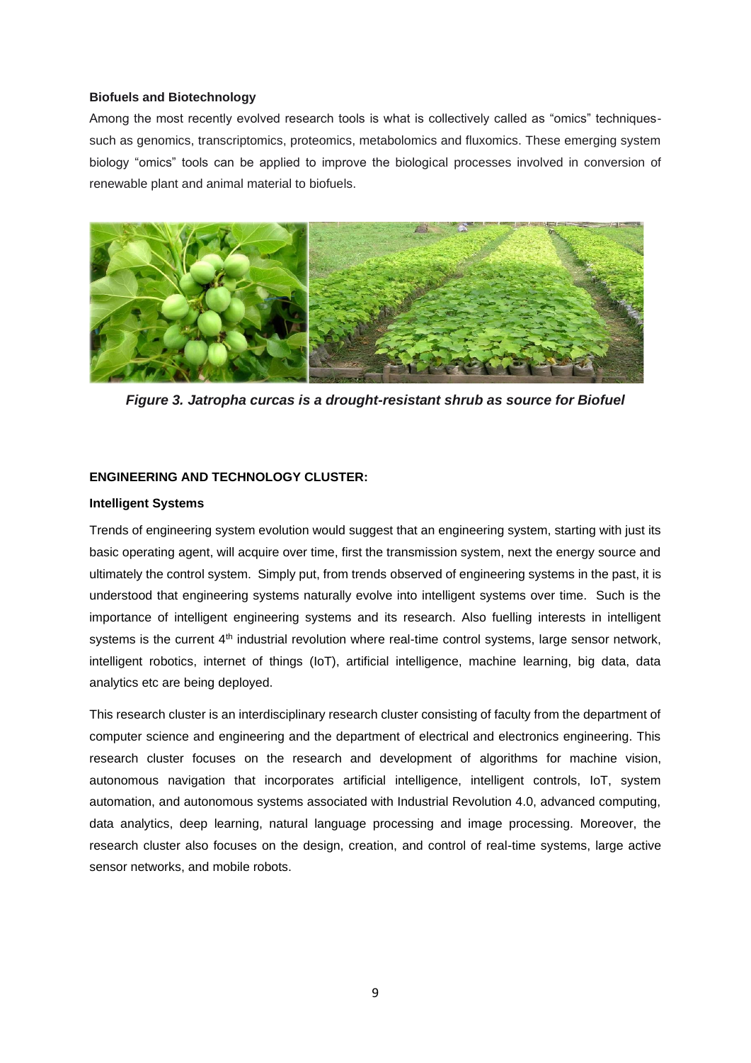**Biofuels and Biotechnology**

Among the most recently evolved research tools is what is collectively called as "omics" techniques-such as genomics, transcriptomics, proteomics, metabolomics and fluxomics. These emerging system biology "omics" tools can be applied to improve the biological processes involved in conversion of renewable plant and animal material to biofuels.

***Figure 3. Jatropha curcas is a drought-resistant shrub as source for Biofuel***

**ENGINEERING AND TECHNOLOGY CLUSTER:**

**Intelligent Systems**

Trends of engineering system evolution would suggest that an engineering system, starting with just its basic operating agent, will acquire over time, first the transmission system, next the energy source and ultimately the control system. Simply put, from trends observed of engineering systems in the past, it is understood that engineering systems naturally evolve into intelligent systems over time. Such is the importance of intelligent engineering systems and its research. Also fuelling interests in intelligent systems is the current 4th industrial revolution where real-time control systems, large sensor network, intelligent robotics, internet of things (IoT), artificial intelligence, machine learning, big data, data analytics etc are being deployed.

This research cluster is an interdisciplinary research cluster consisting of faculty from the department of computer science and engineering and the department of electrical and electronics engineering. This research cluster focuses on the research and development of algorithms for machine vision, autonomous navigation that incorporates artificial intelligence, intelligent controls, IoT, system automation, and autonomous systems associated with Industrial Revolution 4.0, advanced computing, data analytics, deep learning, natural language processing and image processing. Moreover, the research cluster also focuses on the design, creation, and control of real-time systems, large active sensor networks, and mobile robots.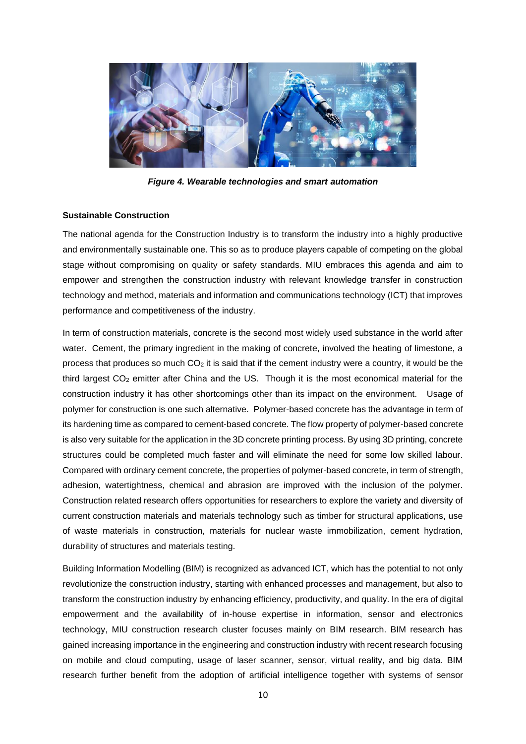*Figure 4. Wearable technologies and smart automation*

**Sustainable Construction**

The national agenda for the Construction Industry is to transform the industry into a highly productive and environmentally sustainable one. This so as to produce players capable of competing on the global stage without compromising on quality or safety standards. MIU embraces this agenda and aim to empower and strengthen the construction industry with relevant knowledge transfer in construction technology and method, materials and information and communications technology (ICT) that improves performance and competitiveness of the industry.

In term of construction materials, concrete is the second most widely used substance in the world after water. Cement, the primary ingredient in the making of concrete, involved the heating of limestone, a process that produces so much $CO_2$ it is said that if the cement industry were a country, it would be the third largest $CO_2$ emitter after China and the US. Though it is the most economical material for the construction industry it has other shortcomings other than its impact on the environment. Usage of polymer for construction is one such alternative. Polymer-based concrete has the advantage in term of its hardening time as compared to cement-based concrete. The flow property of polymer-based concrete is also very suitable for the application in the 3D concrete printing process. By using 3D printing, concrete structures could be completed much faster and will eliminate the need for some low skilled labour. Compared with ordinary cement concrete, the properties of polymer-based concrete, in term of strength, adhesion, watertightness, chemical and abrasion are improved with the inclusion of the polymer. Construction related research offers opportunities for researchers to explore the variety and diversity of current construction materials and materials technology such as timber for structural applications, use of waste materials in construction, materials for nuclear waste immobilization, cement hydration, durability of structures and materials testing.

Building Information Modelling (BIM) is recognized as advanced ICT, which has the potential to not only revolutionize the construction industry, starting with enhanced processes and management, but also to transform the construction industry by enhancing efficiency, productivity, and quality. In the era of digital empowerment and the availability of in-house expertise in information, sensor and electronics technology, MIU construction research cluster focuses mainly on BIM research. BIM research has gained increasing importance in the engineering and construction industry with recent research focusing on mobile and cloud computing, usage of laser scanner, sensor, virtual reality, and big data. BIM research further benefit from the adoption of artificial intelligence together with systems of sensor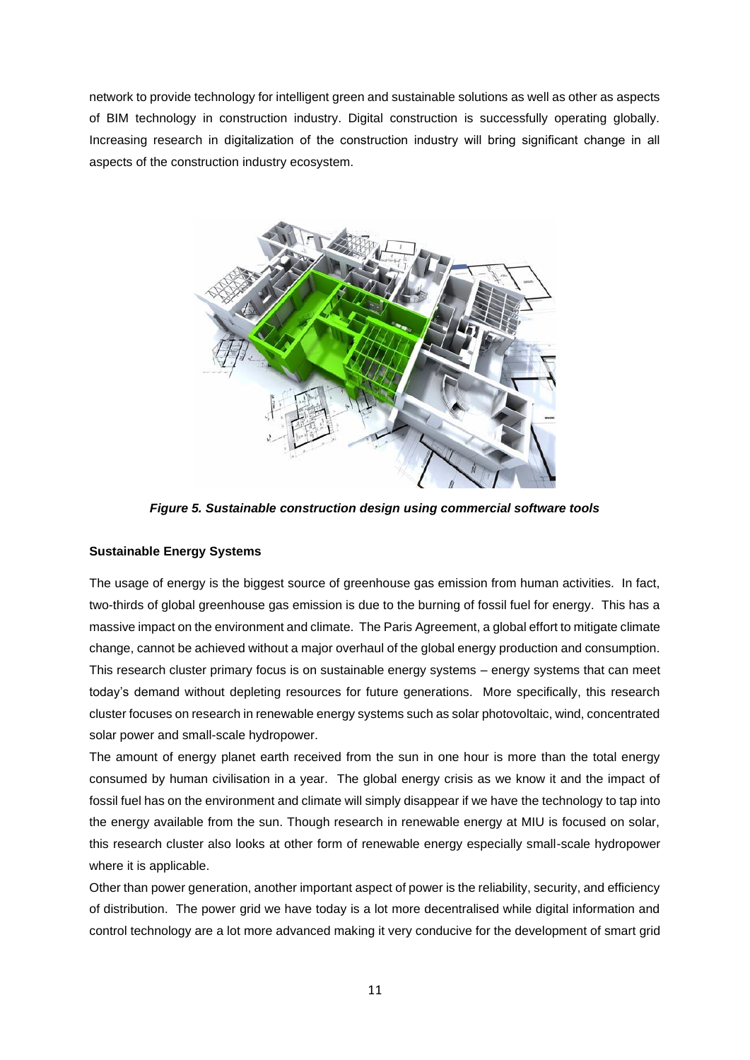network to provide technology for intelligent green and sustainable solutions as well as other as aspects of BIM technology in construction industry. Digital construction is successfully operating globally. Increasing research in digitalization of the construction industry will bring significant change in all aspects of the construction industry ecosystem.

***Figure 5. Sustainable construction design using commercial software tools***

**Sustainable Energy Systems**

The usage of energy is the biggest source of greenhouse gas emission from human activities. In fact, two-thirds of global greenhouse gas emission is due to the burning of fossil fuel for energy. This has a massive impact on the environment and climate. The Paris Agreement, a global effort to mitigate climate change, cannot be achieved without a major overhaul of the global energy production and consumption. This research cluster primary focus is on sustainable energy systems – energy systems that can meet today's demand without depleting resources for future generations. More specifically, this research cluster focuses on research in renewable energy systems such as solar photovoltaic, wind, concentrated solar power and small-scale hydropower.

The amount of energy planet earth received from the sun in one hour is more than the total energy consumed by human civilisation in a year. The global energy crisis as we know it and the impact of fossil fuel has on the environment and climate will simply disappear if we have the technology to tap into the energy available from the sun. Though research in renewable energy at MIU is focused on solar, this research cluster also looks at other form of renewable energy especially small-scale hydropower where it is applicable.

Other than power generation, another important aspect of power is the reliability, security, and efficiency of distribution. The power grid we have today is a lot more decentralised while digital information and control technology are a lot more advanced making it very conducive for the development of smart grid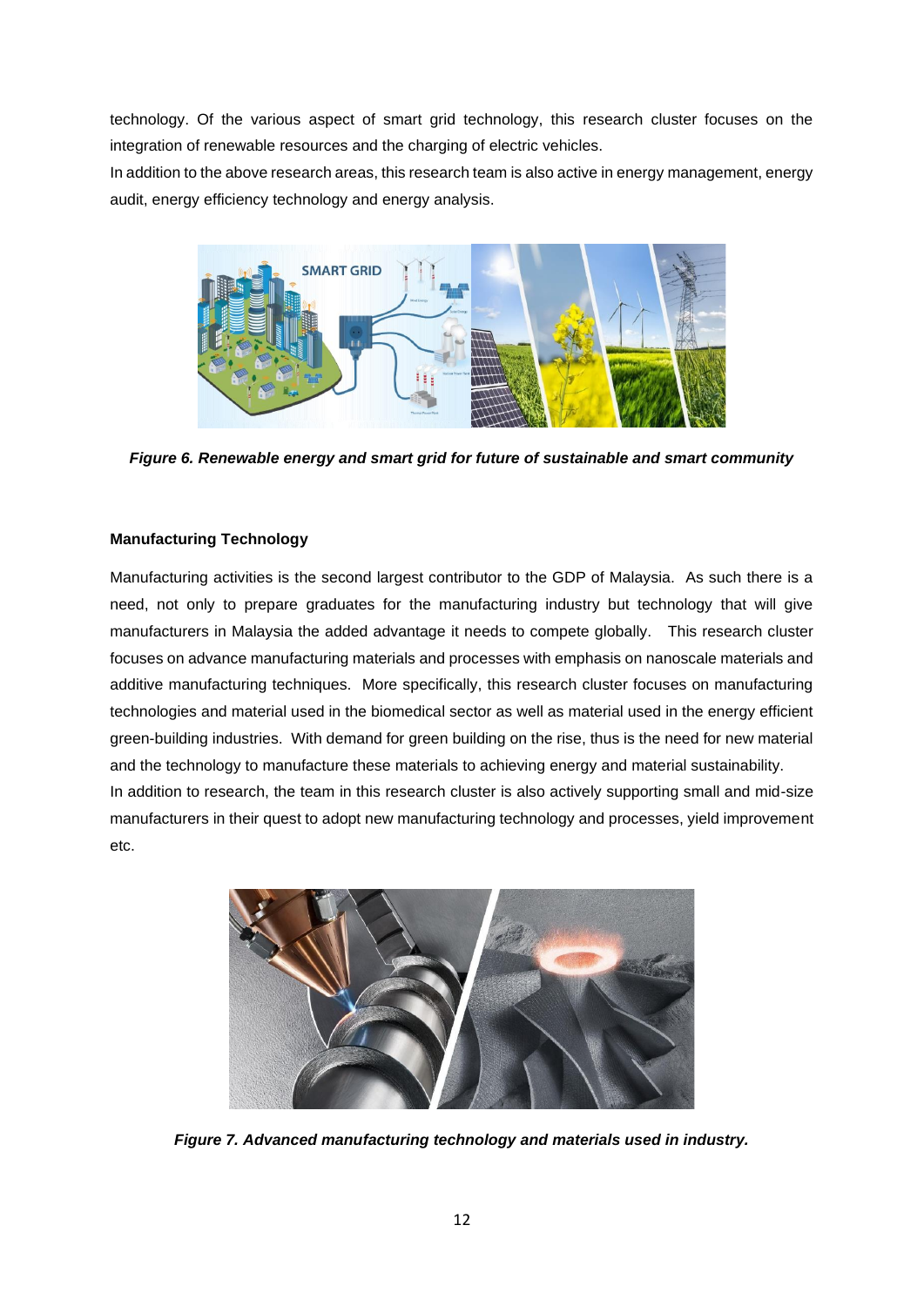technology. Of the various aspect of smart grid technology, this research cluster focuses on the integration of renewable resources and the charging of electric vehicles.

In addition to the above research areas, this research team is also active in energy management, energy audit, energy efficiency technology and energy analysis.

***Figure 6. Renewable energy and smart grid for future of sustainable and smart community***

**Manufacturing Technology**

Manufacturing activities is the second largest contributor to the GDP of Malaysia. As such there is a need, not only to prepare graduates for the manufacturing industry but technology that will give manufacturers in Malaysia the added advantage it needs to compete globally. This research cluster focuses on advance manufacturing materials and processes with emphasis on nanoscale materials and additive manufacturing techniques. More specifically, this research cluster focuses on manufacturing technologies and material used in the biomedical sector as well as material used in the energy efficient green-building industries. With demand for green building on the rise, thus is the need for new material and the technology to manufacture these materials to achieving energy and material sustainability.

In addition to research, the team in this research cluster is also actively supporting small and mid-size manufacturers in their quest to adopt new manufacturing technology and processes, yield improvement etc.

***Figure 7. Advanced manufacturing technology and materials used in industry.***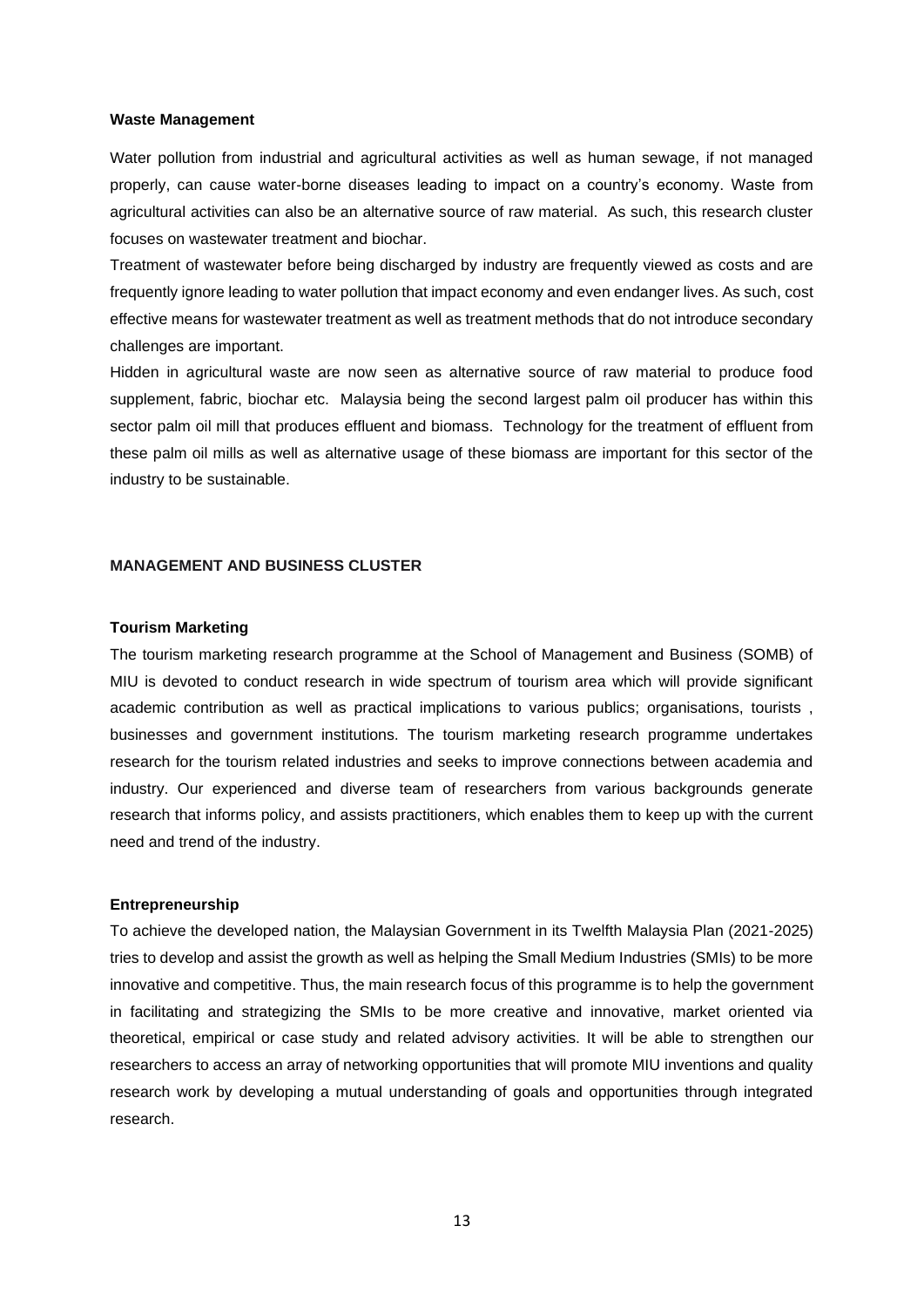**Waste Management**

Water pollution from industrial and agricultural activities as well as human sewage, if not managed properly, can cause water-borne diseases leading to impact on a country's economy. Waste from agricultural activities can also be an alternative source of raw material. As such, this research cluster focuses on wastewater treatment and biochar.

Treatment of wastewater before being discharged by industry are frequently viewed as costs and are frequently ignore leading to water pollution that impact economy and even endanger lives. As such, cost effective means for wastewater treatment as well as treatment methods that do not introduce secondary challenges are important.

Hidden in agricultural waste are now seen as alternative source of raw material to produce food supplement, fabric, biochar etc. Malaysia being the second largest palm oil producer has within this sector palm oil mill that produces effluent and biomass. Technology for the treatment of effluent from these palm oil mills as well as alternative usage of these biomass are important for this sector of the industry to be sustainable.

## MANAGEMENT AND BUSINESS CLUSTER

**Tourism Marketing**

The tourism marketing research programme at the School of Management and Business (SOMB) of MIU is devoted to conduct research in wide spectrum of tourism area which will provide significant academic contribution as well as practical implications to various publics; organisations, tourists , businesses and government institutions. The tourism marketing research programme undertakes research for the tourism related industries and seeks to improve connections between academia and industry. Our experienced and diverse team of researchers from various backgrounds generate research that informs policy, and assists practitioners, which enables them to keep up with the current need and trend of the industry.

**Entrepreneurship**

To achieve the developed nation, the Malaysian Government in its Twelfth Malaysia Plan (2021-2025) tries to develop and assist the growth as well as helping the Small Medium Industries (SMIs) to be more innovative and competitive. Thus, the main research focus of this programme is to help the government in facilitating and strategizing the SMIs to be more creative and innovative, market oriented via theoretical, empirical or case study and related advisory activities. It will be able to strengthen our researchers to access an array of networking opportunities that will promote MIU inventions and quality research work by developing a mutual understanding of goals and opportunities through integrated research.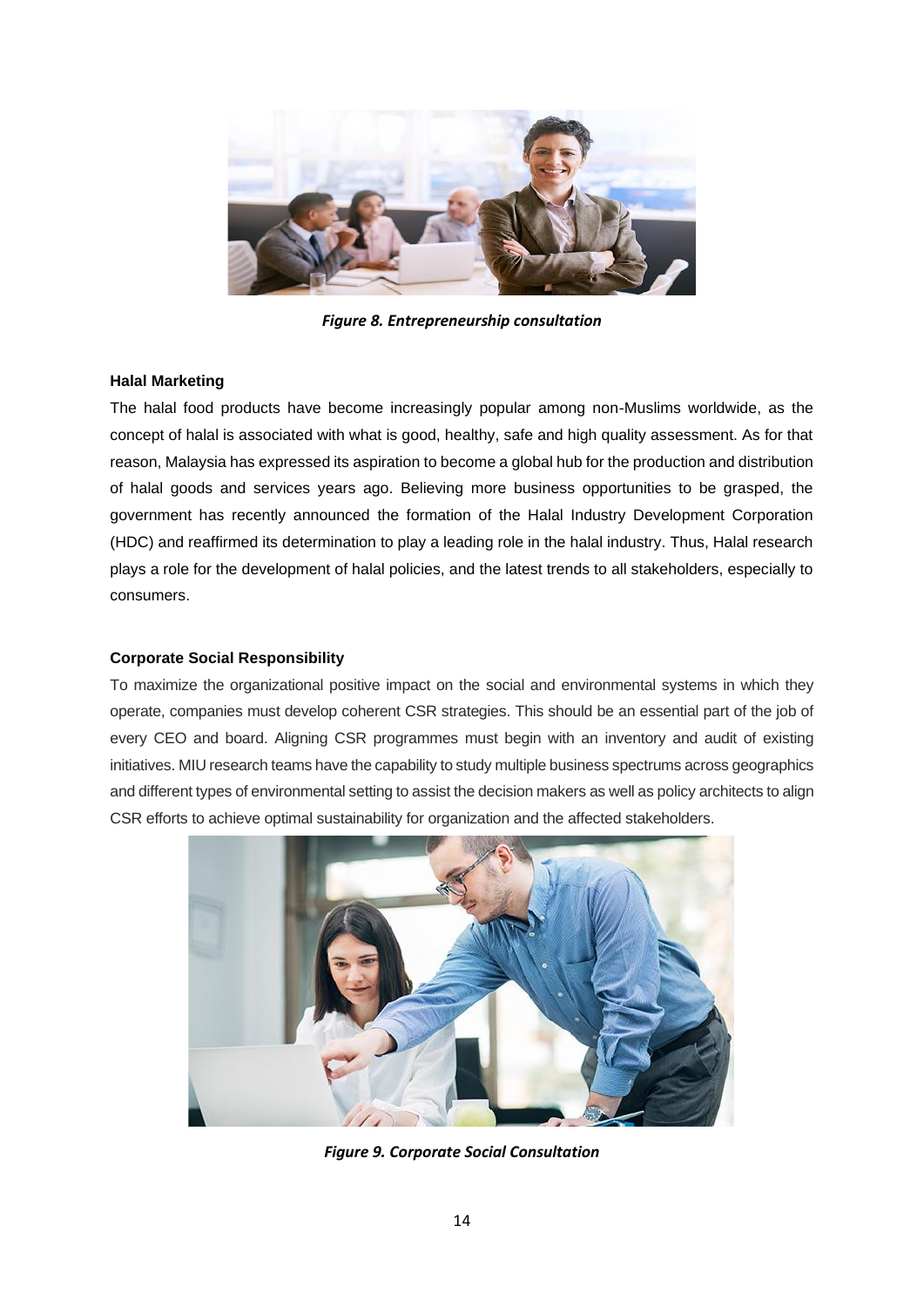*Figure 8. Entrepreneurship consultation*

**Halal Marketing**

The halal food products have become increasingly popular among non-Muslims worldwide, as the concept of halal is associated with what is good, healthy, safe and high quality assessment. As for that reason, Malaysia has expressed its aspiration to become a global hub for the production and distribution of halal goods and services years ago. Believing more business opportunities to be grasped, the government has recently announced the formation of the Halal Industry Development Corporation (HDC) and reaffirmed its determination to play a leading role in the halal industry. Thus, Halal research plays a role for the development of halal policies, and the latest trends to all stakeholders, especially to consumers.

**Corporate Social Responsibility**

To maximize the organizational positive impact on the social and environmental systems in which they operate, companies must develop coherent CSR strategies. This should be an essential part of the job of every CEO and board. Aligning CSR programmes must begin with an inventory and audit of existing initiatives. MIU research teams have the capability to study multiple business spectrums across geographics and different types of environmental setting to assist the decision makers as well as policy architects to align CSR efforts to achieve optimal sustainability for organization and the affected stakeholders.

*Figure 9. Corporate Social Consultation*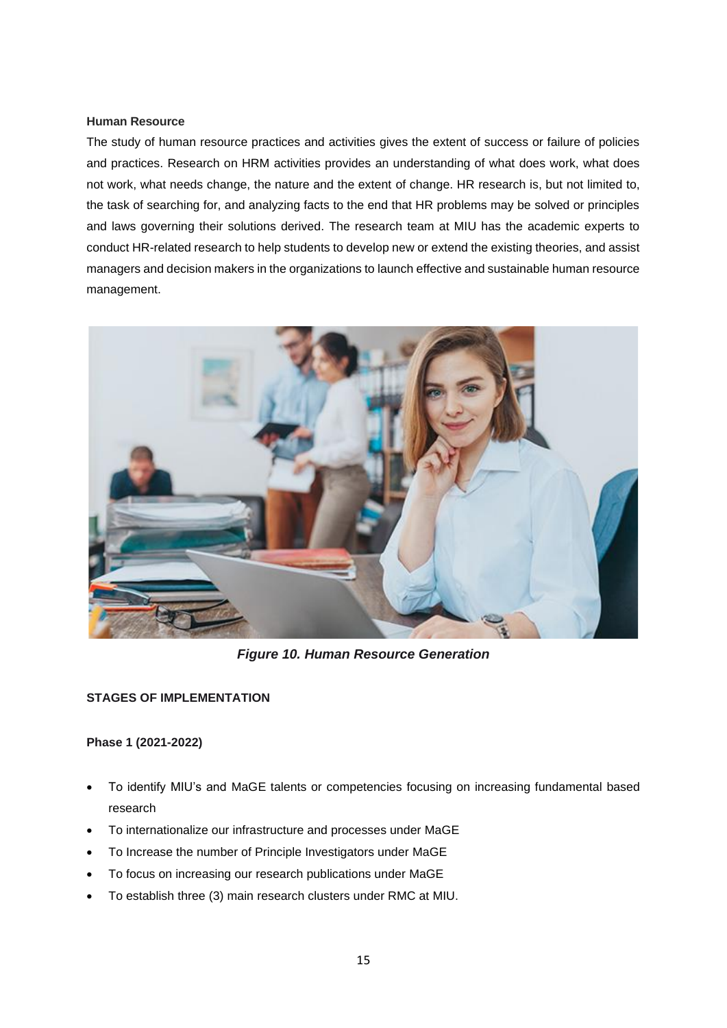**Human Resource**

The study of human resource practices and activities gives the extent of success or failure of policies and practices. Research on HRM activities provides an understanding of what does work, what does not work, what needs change, the nature and the extent of change. HR research is, but not limited to, the task of searching for, and analyzing facts to the end that HR problems may be solved or principles and laws governing their solutions derived. The research team at MIU has the academic experts to conduct HR-related research to help students to develop new or extend the existing theories, and assist managers and decision makers in the organizations to launch effective and sustainable human resource management.

***Figure 10. Human Resource Generation***

**STAGES OF IMPLEMENTATION**

**Phase 1 (2021-2022)**

- To identify MIU's and MaGE talents or competencies focusing on increasing fundamental based research
- To internationalize our infrastructure and processes under MaGE
- To Increase the number of Principle Investigators under MaGE
- To focus on increasing our research publications under MaGE
- To establish three (3) main research clusters under RMC at MIU.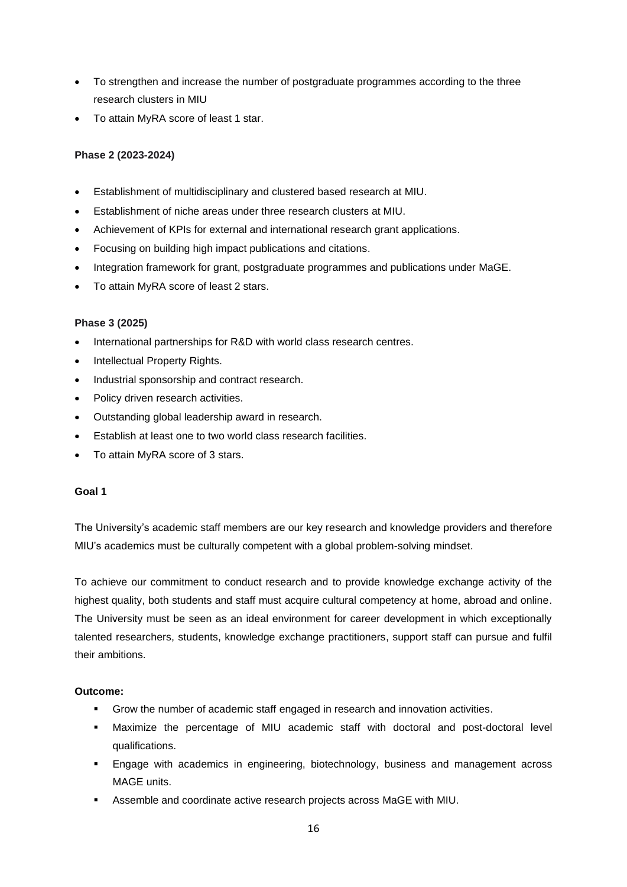- To strengthen and increase the number of postgraduate programmes according to the three research clusters in MIU
- To attain MyRA score of least 1 star.

**Phase 2 (2023-2024)**

- Establishment of multidisciplinary and clustered based research at MIU.
- Establishment of niche areas under three research clusters at MIU.
- Achievement of KPIs for external and international research grant applications.
- Focusing on building high impact publications and citations.
- Integration framework for grant, postgraduate programmes and publications under MaGE.
- To attain MyRA score of least 2 stars.

**Phase 3 (2025)**

- International partnerships for R&D with world class research centres.
- Intellectual Property Rights.
- Industrial sponsorship and contract research.
- Policy driven research activities.
- Outstanding global leadership award in research.
- Establish at least one to two world class research facilities.
- To attain MyRA score of 3 stars.

**Goal 1**

The University's academic staff members are our key research and knowledge providers and therefore MIU's academics must be culturally competent with a global problem-solving mindset.

To achieve our commitment to conduct research and to provide knowledge exchange activity of the highest quality, both students and staff must acquire cultural competency at home, abroad and online. The University must be seen as an ideal environment for career development in which exceptionally talented researchers, students, knowledge exchange practitioners, support staff can pursue and fulfil their ambitions.

**Outcome:**

- Grow the number of academic staff engaged in research and innovation activities.
- Maximize the percentage of MIU academic staff with doctoral and post-doctoral level qualifications.
- Engage with academics in engineering, biotechnology, business and management across MAGE units.
- Assemble and coordinate active research projects across MaGE with MIU.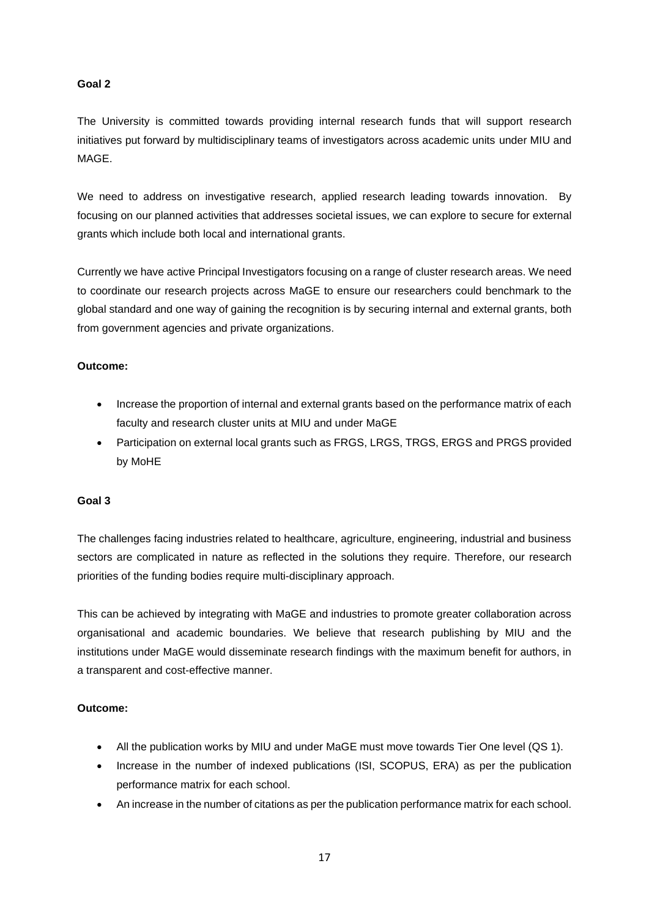**Goal 2**

The University is committed towards providing internal research funds that will support research initiatives put forward by multidisciplinary teams of investigators across academic units under MIU and MAGE.

We need to address on investigative research, applied research leading towards innovation. By focusing on our planned activities that addresses societal issues, we can explore to secure for external grants which include both local and international grants.

Currently we have active Principal Investigators focusing on a range of cluster research areas. We need to coordinate our research projects across MaGE to ensure our researchers could benchmark to the global standard and one way of gaining the recognition is by securing internal and external grants, both from government agencies and private organizations.

**Outcome:**

- Increase the proportion of internal and external grants based on the performance matrix of each faculty and research cluster units at MIU and under MaGE
- Participation on external local grants such as FRGS, LRGS, TRGS, ERGS and PRGS provided by MoHE

**Goal 3**

The challenges facing industries related to healthcare, agriculture, engineering, industrial and business sectors are complicated in nature as reflected in the solutions they require. Therefore, our research priorities of the funding bodies require multi-disciplinary approach.

This can be achieved by integrating with MaGE and industries to promote greater collaboration across organisational and academic boundaries. We believe that research publishing by MIU and the institutions under MaGE would disseminate research findings with the maximum benefit for authors, in a transparent and cost-effective manner.

**Outcome:**

- All the publication works by MIU and under MaGE must move towards Tier One level (QS 1).
- Increase in the number of indexed publications (ISI, SCOPUS, ERA) as per the publication performance matrix for each school.
- An increase in the number of citations as per the publication performance matrix for each school.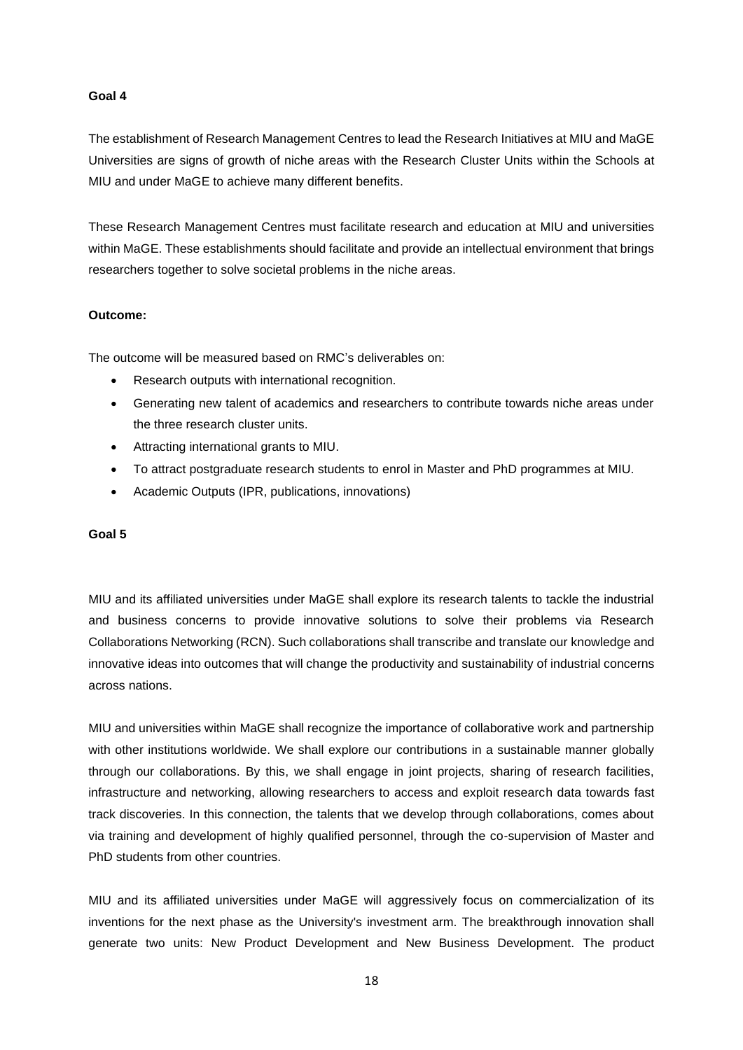**Goal 4**

The establishment of Research Management Centres to lead the Research Initiatives at MIU and MaGE Universities are signs of growth of niche areas with the Research Cluster Units within the Schools at MIU and under MaGE to achieve many different benefits.

These Research Management Centres must facilitate research and education at MIU and universities within MaGE. These establishments should facilitate and provide an intellectual environment that brings researchers together to solve societal problems in the niche areas.

**Outcome:**

The outcome will be measured based on RMC's deliverables on:

- Research outputs with international recognition.
- Generating new talent of academics and researchers to contribute towards niche areas under the three research cluster units.
- Attracting international grants to MIU.
- To attract postgraduate research students to enrol in Master and PhD programmes at MIU.
- Academic Outputs (IPR, publications, innovations)

**Goal 5**

MIU and its affiliated universities under MaGE shall explore its research talents to tackle the industrial and business concerns to provide innovative solutions to solve their problems via Research Collaborations Networking (RCN). Such collaborations shall transcribe and translate our knowledge and innovative ideas into outcomes that will change the productivity and sustainability of industrial concerns across nations.

MIU and universities within MaGE shall recognize the importance of collaborative work and partnership with other institutions worldwide. We shall explore our contributions in a sustainable manner globally through our collaborations. By this, we shall engage in joint projects, sharing of research facilities, infrastructure and networking, allowing researchers to access and exploit research data towards fast track discoveries. In this connection, the talents that we develop through collaborations, comes about via training and development of highly qualified personnel, through the co-supervision of Master and PhD students from other countries.

MIU and its affiliated universities under MaGE will aggressively focus on commercialization of its inventions for the next phase as the University's investment arm. The breakthrough innovation shall generate two units: New Product Development and New Business Development. The product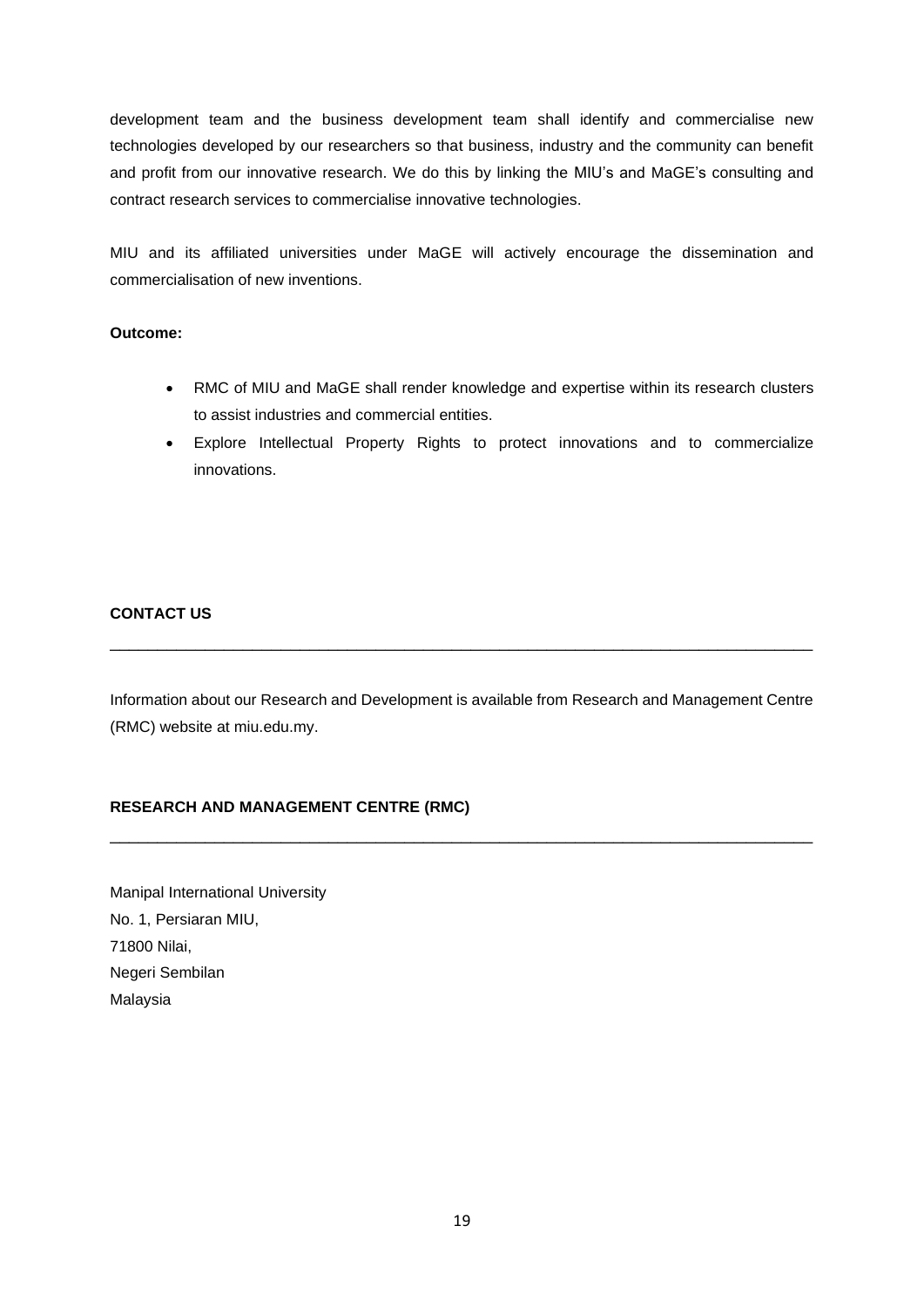development team and the business development team shall identify and commercialise new technologies developed by our researchers so that business, industry and the community can benefit and profit from our innovative research. We do this by linking the MIU's and MaGE's consulting and contract research services to commercialise innovative technologies.

MIU and its affiliated universities under MaGE will actively encourage the dissemination and commercialisation of new inventions.

**Outcome:**

- RMC of MIU and MaGE shall render knowledge and expertise within its research clusters to assist industries and commercial entities.
- Explore Intellectual Property Rights to protect innovations and to commercialize innovations.

**CONTACT US**

---

Information about our Research and Development is available from Research and Management Centre (RMC) website at miu.edu.my.

**RESEARCH AND MANAGEMENT CENTRE (RMC)**

---

Manipal International University
No. 1, Persiaran MIU,
71800 Nilai,
Negeri Sembilan
Malaysia